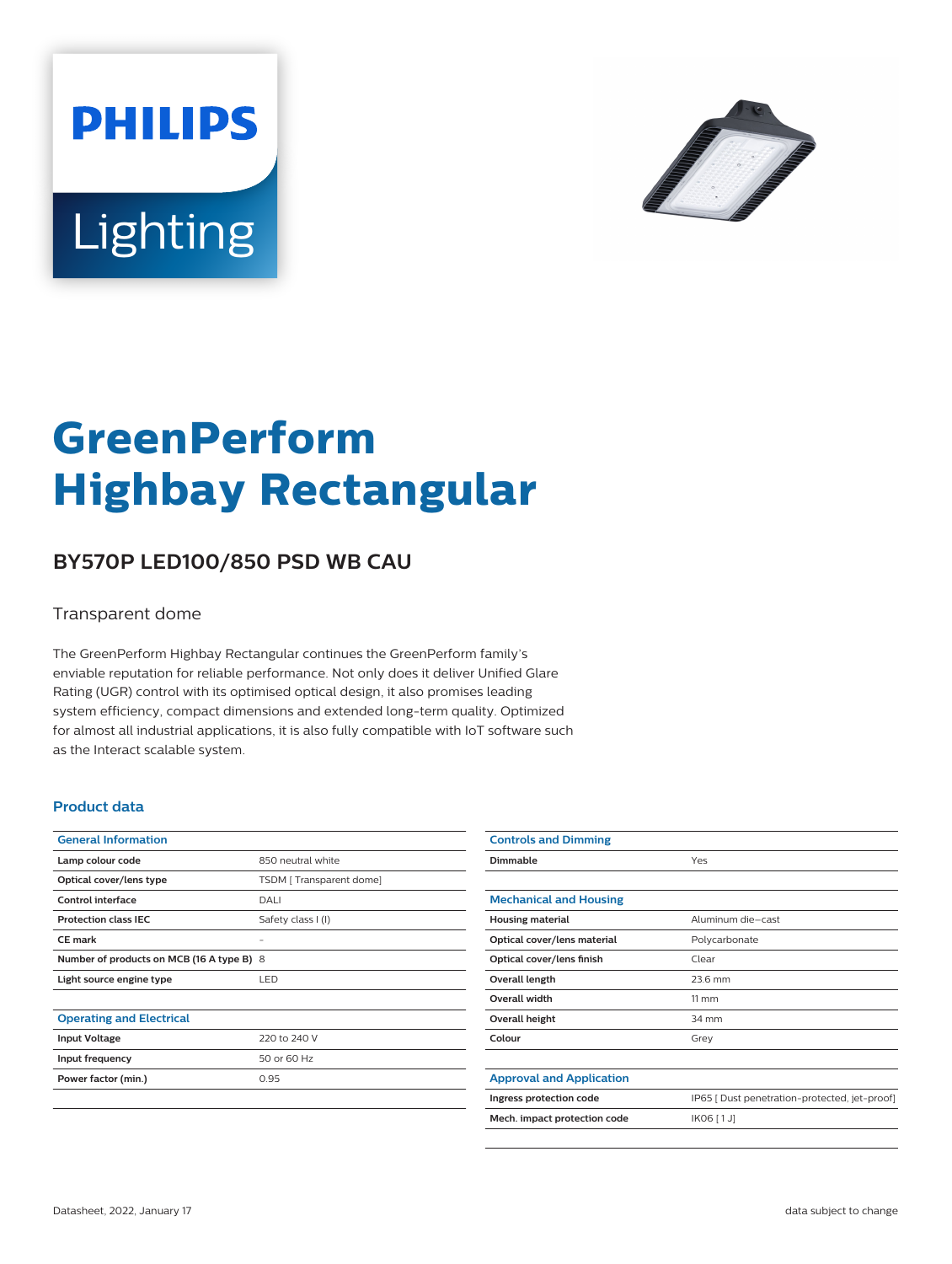PHILIPS

Lighting

# GreenPerform Highbay Rectangular

## BY570P LED100/850 PSD WB CAU

Transparent dome

The GreenPerform Highbay Rectangular continues the GreenPerform family's enviable reputation for reliable performance. Not only does it deliver Unified Glare Rating (UGR) control with its optimised optical design, it also promises leading system efficiency, compact dimensions and extended long-term quality. Optimized for almost all industrial applications, it is also fully compatible with IoT software such as the Interact scalable system.

### Product data

| General Information | |
|---|---|
| Lamp colour code | 850 neutral white |
| Optical cover/lens type | TSDM [ Transparent dome] |
| Control interface | DALI |
| Protection class IEC | Safety class I (I) |
| CE mark | - |
| Number of products on MCB (16 A type B) | 8 |
| Light source engine type | LED |

| Operating and Electrical | |
|---|---|
| Input Voltage | 220 to 240 V |
| Input frequency | 50 or 60 Hz |
| Power factor (min.) | 0.95 |

| Controls and Dimming | |
|---|---|
| Dimmable | Yes |

| Mechanical and Housing | |
|---|---|
| Housing material | Aluminum die-cast |
| Optical cover/lens material | Polycarbonate |
| Optical cover/lens finish | Clear |
| Overall length | 23.6 mm |
| Overall width | 11 mm |
| Overall height | 34 mm |
| Colour | Grey |

| Approval and Application | |
|---|---|
| Ingress protection code | IP65 [ Dust penetration-protected, jet-proof] |
| Mech. impact protection code | IK06 [ 1 J] |

Datasheet, 2022, January 17

data subject to change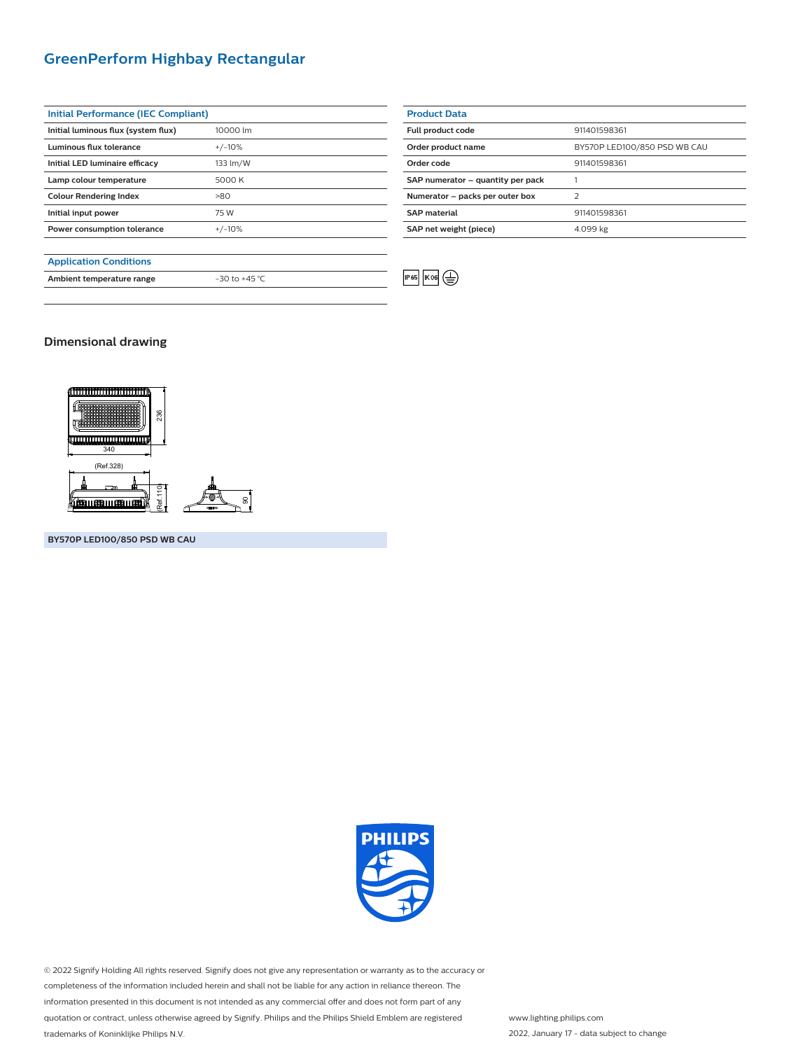# GreenPerform Highbay Rectangular

| Initial Performance (IEC Compliant) | |
|---|---|
| Initial luminous flux (system flux) | 10000 lm |
| Luminous flux tolerance | +/-10% |
| Initial LED luminaire efficacy | 133 lm/W |
| Lamp colour temperature | 5000 K |
| Colour Rendering Index | >80 |
| Initial input power | 75 W |
| Power consumption tolerance | +/-10% |

| Application Conditions | |
|---|---|
| Ambient temperature range | -30 to +45 °C |

| Product Data | |
|---|---|
| Full product code | 911401598361 |
| Order product name | BY570P LED100/850 PSD WB CAU |
| Order code | 911401598361 |
| SAP numerator – quantity per pack | 1 |
| Numerator – packs per outer box | 2 |
| SAP material | 911401598361 |
| SAP net weight (piece) | 4.099 kg |

IP65 IK06

## Dimensional drawing

236

340

(Ref.328)

(Ref.110)

90

**BY570P LED100/850 PSD WB CAU**

© 2022 Signify Holding All rights reserved. Signify does not give any representation or warranty as to the accuracy or completeness of the information included herein and shall not be liable for any action in reliance thereon. The information presented in this document is not intended as any commercial offer and does not form part of any quotation or contract, unless otherwise agreed by Signify. Philips and the Philips Shield Emblem are registered trademarks of Koninklijke Philips N.V.

www.lighting.philips.com

2022, January 17 - data subject to change